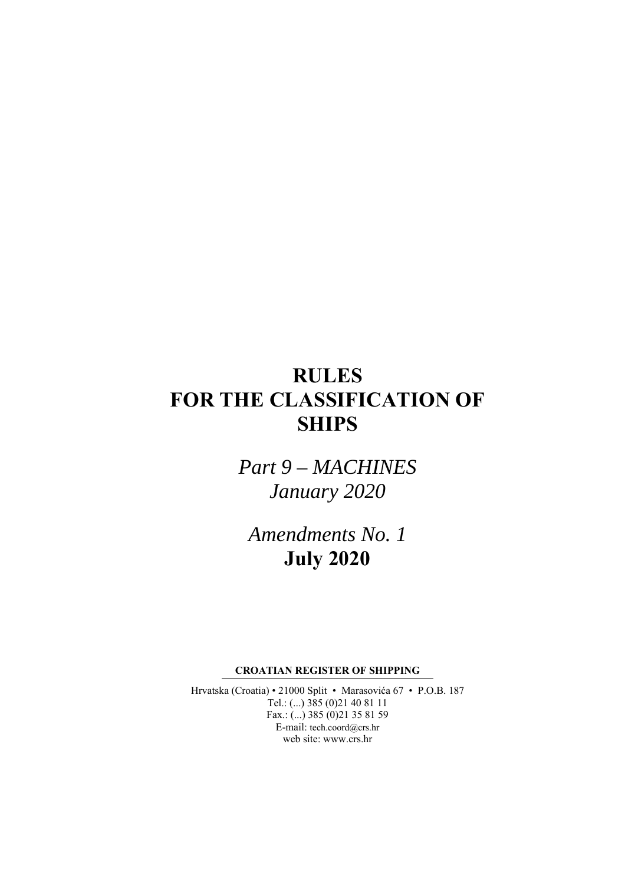# RULES FOR THE CLASSIFICATION OF SHIPS

*Part 9 – MACHINES*
*January 2020*

*Amendments No. 1*
**July 2020**

**CROATIAN REGISTER OF SHIPPING**

Hrvatska (Croatia) • 21000 Split • Marasovića 67 • P.O.B. 187
Tel.: (...) 385 (0)21 40 81 11
Fax.: (...) 385 (0)21 35 81 59
E-mail: tech.coord@crs.hr
web site: www.crs.hr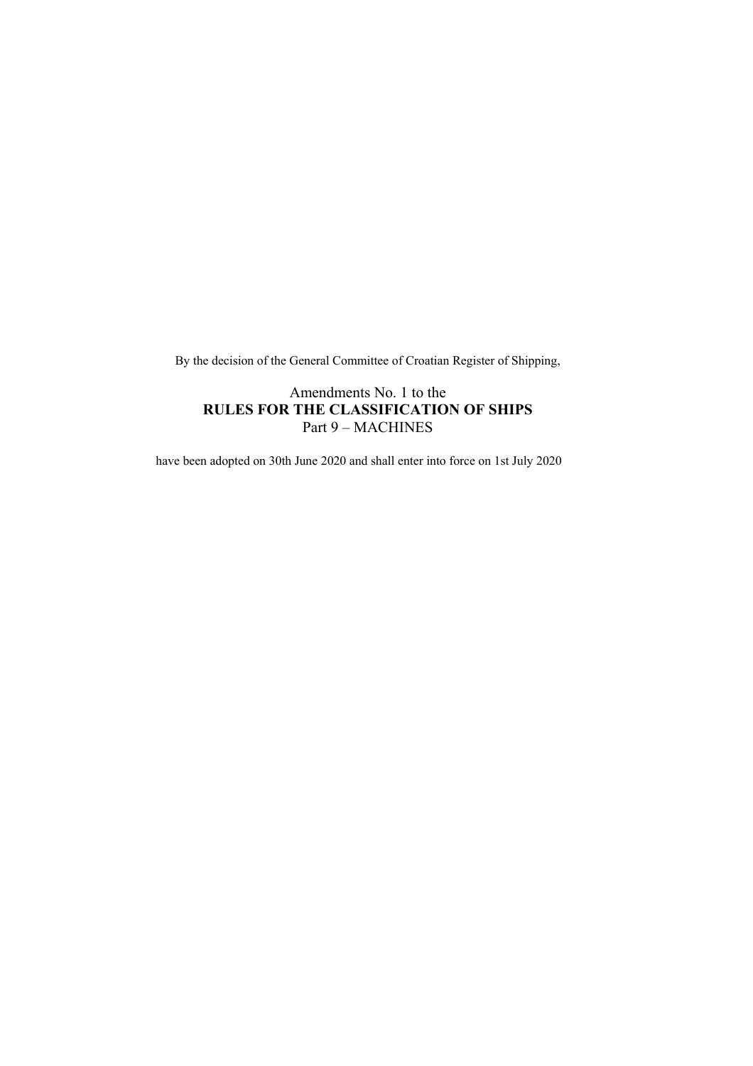By the decision of the General Committee of Croatian Register of Shipping,

Amendments No. 1 to the
**RULES FOR THE CLASSIFICATION OF SHIPS**
Part 9 – MACHINES

have been adopted on 30th June 2020 and shall enter into force on 1st July 2020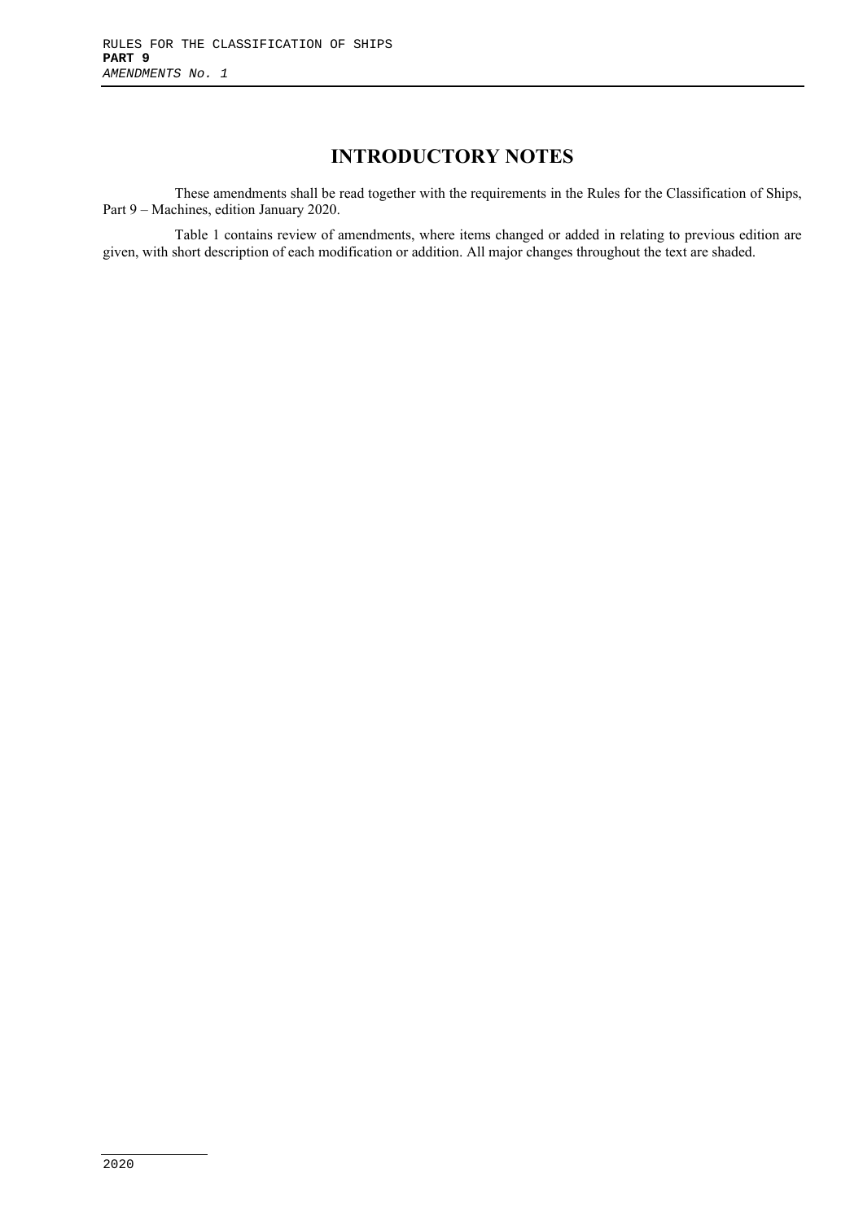# INTRODUCTORY NOTES

These amendments shall be read together with the requirements in the Rules for the Classification of Ships, Part 9 – Machines, edition January 2020.

Table 1 contains review of amendments, where items changed or added in relating to previous edition are given, with short description of each modification or addition. All major changes throughout the text are shaded.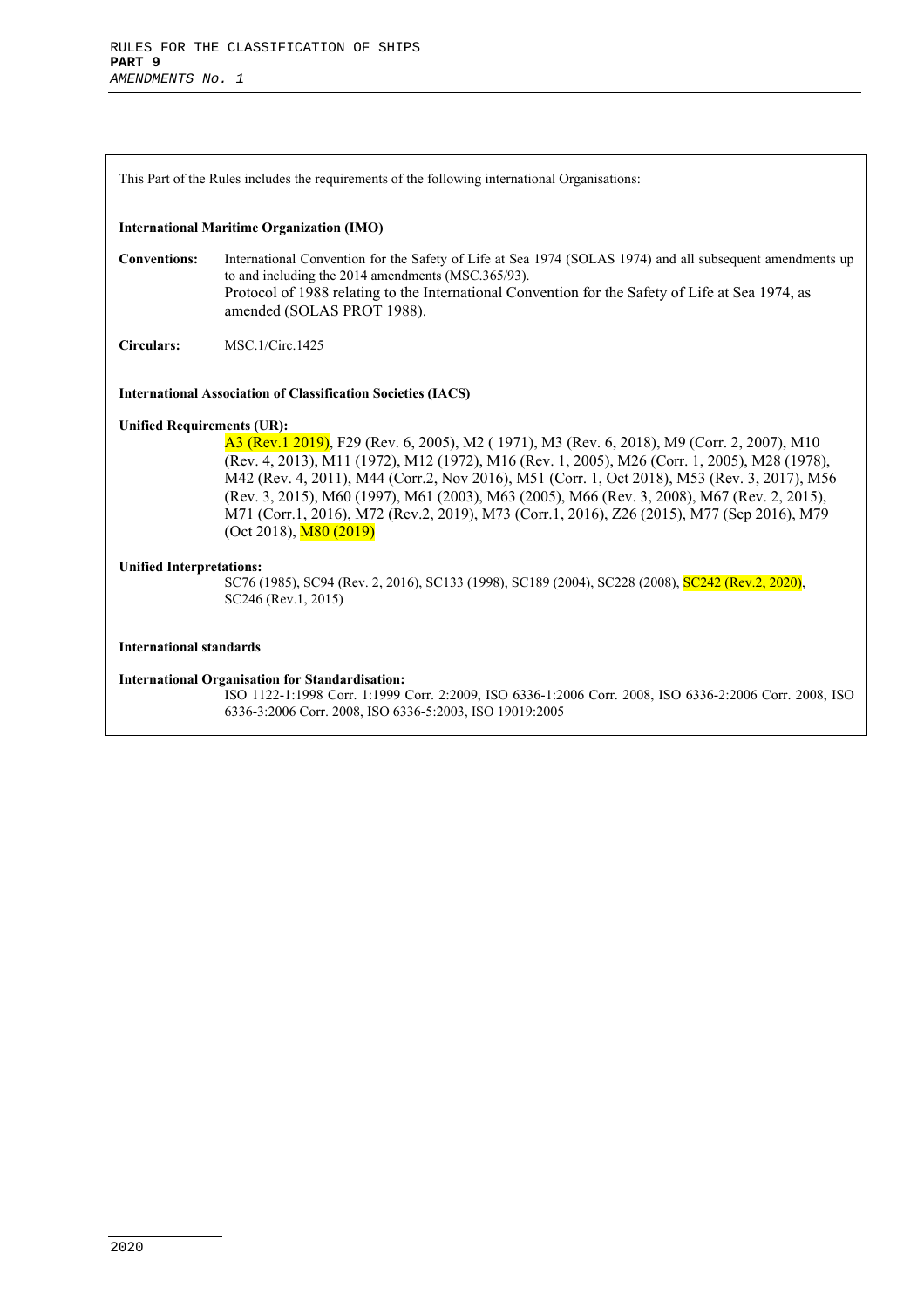This Part of the Rules includes the requirements of the following international Organisations:

**International Maritime Organization (IMO)**

**Conventions:** International Convention for the Safety of Life at Sea 1974 (SOLAS 1974) and all subsequent amendments up to and including the 2014 amendments (MSC.365/93).
Protocol of 1988 relating to the International Convention for the Safety of Life at Sea 1974, as amended (SOLAS PROT 1988).

**Circulars:** MSC.1/Circ.1425

**International Association of Classification Societies (IACS)**

**Unified Requirements (UR):**
A3 (Rev.1 2019), F29 (Rev. 6, 2005), M2 ( 1971), M3 (Rev. 6, 2018), M9 (Corr. 2, 2007), M10 (Rev. 4, 2013), M11 (1972), M12 (1972), M16 (Rev. 1, 2005), M26 (Corr. 1, 2005), M28 (1978), M42 (Rev. 4, 2011), M44 (Corr.2, Nov 2016), M51 (Corr. 1, Oct 2018), M53 (Rev. 3, 2017), M56 (Rev. 3, 2015), M60 (1997), M61 (2003), M63 (2005), M66 (Rev. 3, 2008), M67 (Rev. 2, 2015), M71 (Corr.1, 2016), M72 (Rev.2, 2019), M73 (Corr.1, 2016), Z26 (2015), M77 (Sep 2016), M79 (Oct 2018), M80 (2019)

**Unified Interpretations:**
SC76 (1985), SC94 (Rev. 2, 2016), SC133 (1998), SC189 (2004), SC228 (2008), SC242 (Rev.2, 2020), SC246 (Rev.1, 2015)

**International standards**

**International Organisation for Standardisation:**
ISO 1122-1:1998 Corr. 1:1999 Corr. 2:2009, ISO 6336-1:2006 Corr. 2008, ISO 6336-2:2006 Corr. 2008, ISO 6336-3:2006 Corr. 2008, ISO 6336-5:2003, ISO 19019:2005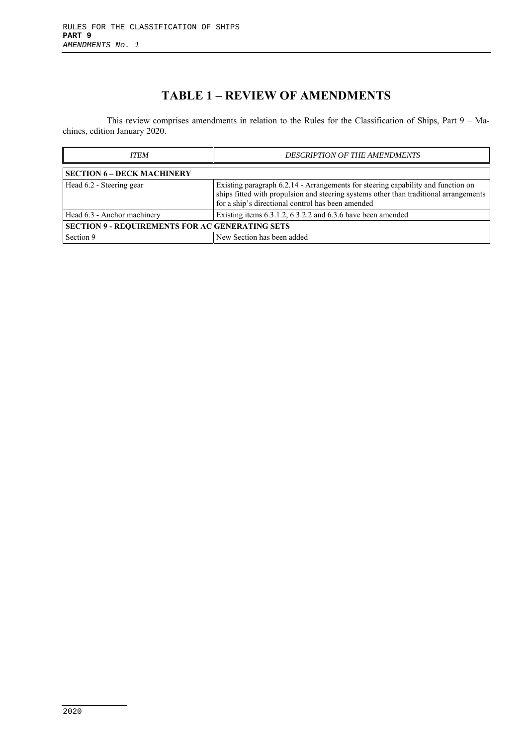# TABLE 1 – REVIEW OF AMENDMENTS

This review comprises amendments in relation to the Rules for the Classification of Ships, Part 9 – Machines, edition January 2020.

| *ITEM* | *DESCRIPTION OF THE AMENDMENTS* |
|---|---|
| **SECTION 6 – DECK MACHINERY** | |
| Head 6.2 - Steering gear | Existing paragraph 6.2.14 - Arrangements for steering capability and function on ships fitted with propulsion and steering systems other than traditional arrangements for a ship's directional control has been amended |
| Head 6.3 - Anchor machinery | Existing items 6.3.1.2, 6.3.2.2 and 6.3.6 have been amended |
| **SECTION 9 - REQUIREMENTS FOR AC GENERATING SETS** | |
| Section 9 | New Section has been added |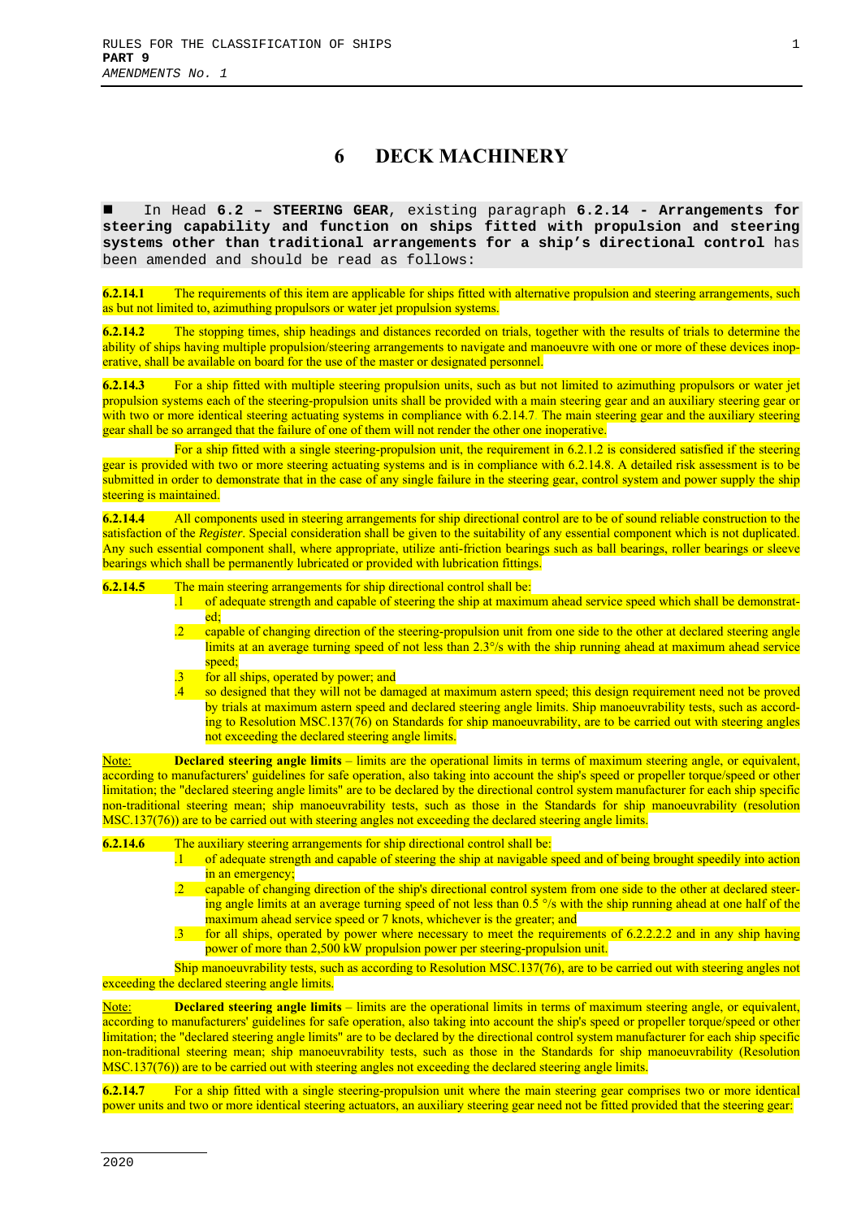# 6 DECK MACHINERY

■ In Head **6.2 – STEERING GEAR**, existing paragraph **6.2.14 - Arrangements for steering capability and function on ships fitted with propulsion and steering systems other than traditional arrangements for a ship's directional control** has been amended and should be read as follows:

**6.2.14.1** The requirements of this item are applicable for ships fitted with alternative propulsion and steering arrangements, such as but not limited to, azimuthing propulsors or water jet propulsion systems.

**6.2.14.2** The stopping times, ship headings and distances recorded on trials, together with the results of trials to determine the ability of ships having multiple propulsion/steering arrangements to navigate and manoeuvre with one or more of these devices inoperative, shall be available on board for the use of the master or designated personnel.

**6.2.14.3** For a ship fitted with multiple steering propulsion units, such as but not limited to azimuthing propulsors or water jet propulsion systems each of the steering-propulsion units shall be provided with a main steering gear and an auxiliary steering gear or with two or more identical steering actuating systems in compliance with 6.2.14.7. The main steering gear and the auxiliary steering gear shall be so arranged that the failure of one of them will not render the other one inoperative.

For a ship fitted with a single steering-propulsion unit, the requirement in 6.2.1.2 is considered satisfied if the steering gear is provided with two or more steering actuating systems and is in compliance with 6.2.14.8. A detailed risk assessment is to be submitted in order to demonstrate that in the case of any single failure in the steering gear, control system and power supply the ship steering is maintained.

**6.2.14.4** All components used in steering arrangements for ship directional control are to be of sound reliable construction to the satisfaction of the *Register*. Special consideration shall be given to the suitability of any essential component which is not duplicated. Any such essential component shall, where appropriate, utilize anti-friction bearings such as ball bearings, roller bearings or sleeve bearings which shall be permanently lubricated or provided with lubrication fittings.

**6.2.14.5** The main steering arrangements for ship directional control shall be:

- .1 of adequate strength and capable of steering the ship at maximum ahead service speed which shall be demonstrated;
- .2 capable of changing direction of the steering-propulsion unit from one side to the other at declared steering angle limits at an average turning speed of not less than 2.3°/s with the ship running ahead at maximum ahead service speed;
- .3 for all ships, operated by power; and
- .4 so designed that they will not be damaged at maximum astern speed; this design requirement need not be proved by trials at maximum astern speed and declared steering angle limits. Ship manoeuvrability tests, such as according to Resolution MSC.137(76) on Standards for ship manoeuvrability, are to be carried out with steering angles not exceeding the declared steering angle limits.

Note: **Declared steering angle limits** – limits are the operational limits in terms of maximum steering angle, or equivalent, according to manufacturers' guidelines for safe operation, also taking into account the ship's speed or propeller torque/speed or other limitation; the "declared steering angle limits" are to be declared by the directional control system manufacturer for each ship specific non-traditional steering mean; ship manoeuvrability tests, such as those in the Standards for ship manoeuvrability (resolution MSC.137(76)) are to be carried out with steering angles not exceeding the declared steering angle limits.

**6.2.14.6** The auxiliary steering arrangements for ship directional control shall be:

- .1 of adequate strength and capable of steering the ship at navigable speed and of being brought speedily into action in an emergency;
- .2 capable of changing direction of the ship's directional control system from one side to the other at declared steering angle limits at an average turning speed of not less than 0.5 °/s with the ship running ahead at one half of the maximum ahead service speed or 7 knots, whichever is the greater; and
- .3 for all ships, operated by power where necessary to meet the requirements of 6.2.2.2.2 and in any ship having power of more than 2,500 kW propulsion power per steering-propulsion unit.

Ship manoeuvrability tests, such as according to Resolution MSC.137(76), are to be carried out with steering angles not exceeding the declared steering angle limits.

Note: **Declared steering angle limits** – limits are the operational limits in terms of maximum steering angle, or equivalent, according to manufacturers' guidelines for safe operation, also taking into account the ship's speed or propeller torque/speed or other limitation; the "declared steering angle limits" are to be declared by the directional control system manufacturer for each ship specific non-traditional steering mean; ship manoeuvrability tests, such as those in the Standards for ship manoeuvrability (Resolution MSC.137(76)) are to be carried out with steering angles not exceeding the declared steering angle limits.

**6.2.14.7** For a ship fitted with a single steering-propulsion unit where the main steering gear comprises two or more identical power units and two or more identical steering actuators, an auxiliary steering gear need not be fitted provided that the steering gear: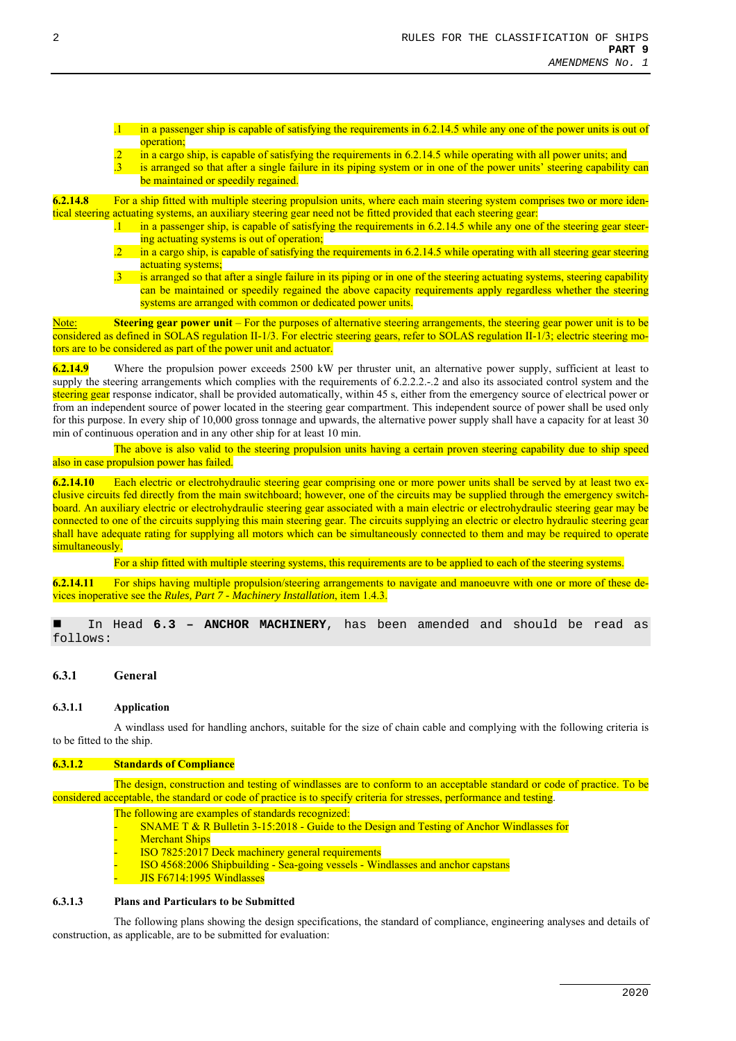.1 in a passenger ship is capable of satisfying the requirements in 6.2.14.5 while any one of the power units is out of operation;

.2 in a cargo ship, is capable of satisfying the requirements in 6.2.14.5 while operating with all power units; and

.3 is arranged so that after a single failure in its piping system or in one of the power units' steering capability can be maintained or speedily regained.

**6.2.14.8** For a ship fitted with multiple steering propulsion units, where each main steering system comprises two or more identical steering actuating systems, an auxiliary steering gear need not be fitted provided that each steering gear:

.1 in a passenger ship, is capable of satisfying the requirements in 6.2.14.5 while any one of the steering gear steering actuating systems is out of operation;

.2 in a cargo ship, is capable of satisfying the requirements in 6.2.14.5 while operating with all steering gear steering actuating systems;

.3 is arranged so that after a single failure in its piping or in one of the steering actuating systems, steering capability can be maintained or speedily regained the above capacity requirements apply regardless whether the steering systems are arranged with common or dedicated power units.

Note: **Steering gear power unit** – For the purposes of alternative steering arrangements, the steering gear power unit is to be considered as defined in SOLAS regulation II-1/3. For electric steering gears, refer to SOLAS regulation II-1/3; electric steering motors are to be considered as part of the power unit and actuator.

**6.2.14.9** Where the propulsion power exceeds 2500 kW per thruster unit, an alternative power supply, sufficient at least to supply the steering arrangements which complies with the requirements of 6.2.2.2.-.2 and also its associated control system and the steering gear response indicator, shall be provided automatically, within 45 s, either from the emergency source of electrical power or from an independent source of power located in the steering gear compartment. This independent source of power shall be used only for this purpose. In every ship of 10,000 gross tonnage and upwards, the alternative power supply shall have a capacity for at least 30 min of continuous operation and in any other ship for at least 10 min.

The above is also valid to the steering propulsion units having a certain proven steering capability due to ship speed also in case propulsion power has failed.

**6.2.14.10** Each electric or electrohydraulic steering gear comprising one or more power units shall be served by at least two exclusive circuits fed directly from the main switchboard; however, one of the circuits may be supplied through the emergency switchboard. An auxiliary electric or electrohydraulic steering gear associated with a main electric or electrohydraulic steering gear may be connected to one of the circuits supplying this main steering gear. The circuits supplying an electric or electro hydraulic steering gear shall have adequate rating for supplying all motors which can be simultaneously connected to them and may be required to operate simultaneously.

For a ship fitted with multiple steering systems, this requirements are to be applied to each of the steering systems.

**6.2.14.11** For ships having multiple propulsion/steering arrangements to navigate and manoeuvre with one or more of these devices inoperative see the *Rules, Part 7 - Machinery Installation*, item 1.4.3.

■ In Head **6.3 – ANCHOR MACHINERY**, has been amended and should be read as follows:

### 6.3.1 General

#### 6.3.1.1 Application

A windlass used for handling anchors, suitable for the size of chain cable and complying with the following criteria is to be fitted to the ship.

#### 6.3.1.2 Standards of Compliance

The design, construction and testing of windlasses are to conform to an acceptable standard or code of practice. To be considered acceptable, the standard or code of practice is to specify criteria for stresses, performance and testing.

The following are examples of standards recognized:

- SNAME T & R Bulletin 3-15:2018 - Guide to the Design and Testing of Anchor Windlasses for Merchant Ships
- ISO 7825:2017 Deck machinery general requirements
- ISO 4568:2006 Shipbuilding - Sea-going vessels - Windlasses and anchor capstans
- JIS F6714:1995 Windlasses

#### 6.3.1.3 Plans and Particulars to be Submitted

The following plans showing the design specifications, the standard of compliance, engineering analyses and details of construction, as applicable, are to be submitted for evaluation: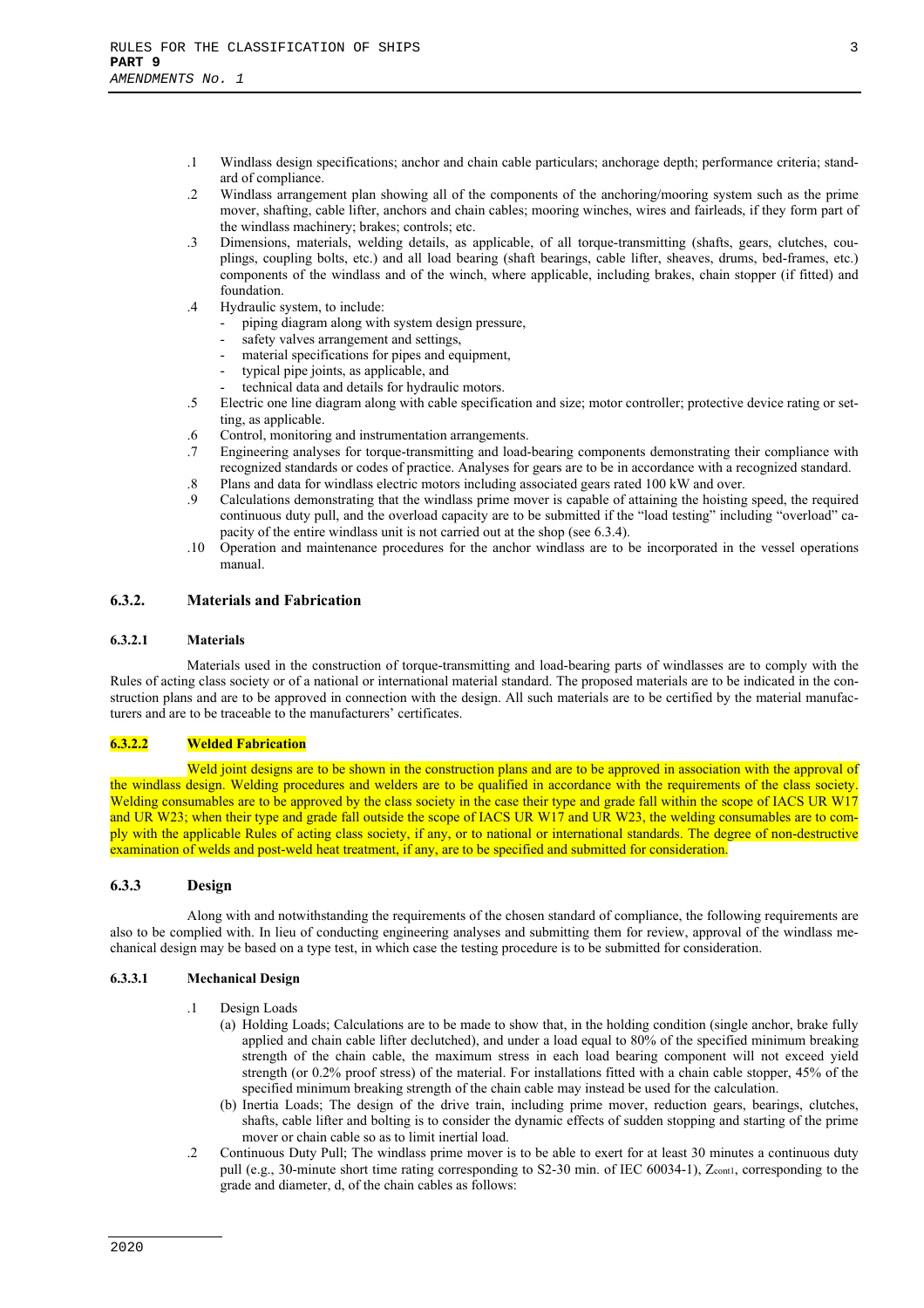.1 Windlass design specifications; anchor and chain cable particulars; anchorage depth; performance criteria; standard of compliance.

.2 Windlass arrangement plan showing all of the components of the anchoring/mooring system such as the prime mover, shafting, cable lifter, anchors and chain cables; mooring winches, wires and fairleads, if they form part of the windlass machinery; brakes; controls; etc.

.3 Dimensions, materials, welding details, as applicable, of all torque-transmitting (shafts, gears, clutches, couplings, coupling bolts, etc.) and all load bearing (shaft bearings, cable lifter, sheaves, drums, bed-frames, etc.) components of the windlass and of the winch, where applicable, including brakes, chain stopper (if fitted) and foundation.

.4 Hydraulic system, to include:
- piping diagram along with system design pressure,
- safety valves arrangement and settings,
- material specifications for pipes and equipment,
- typical pipe joints, as applicable, and
- technical data and details for hydraulic motors.

.5 Electric one line diagram along with cable specification and size; motor controller; protective device rating or setting, as applicable.

.6 Control, monitoring and instrumentation arrangements.

.7 Engineering analyses for torque-transmitting and load-bearing components demonstrating their compliance with recognized standards or codes of practice. Analyses for gears are to be in accordance with a recognized standard.

.8 Plans and data for windlass electric motors including associated gears rated 100 kW and over.

.9 Calculations demonstrating that the windlass prime mover is capable of attaining the hoisting speed, the required continuous duty pull, and the overload capacity are to be submitted if the "load testing" including "overload" capacity of the entire windlass unit is not carried out at the shop (see 6.3.4).

.10 Operation and maintenance procedures for the anchor windlass are to be incorporated in the vessel operations manual.

## 6.3.2. Materials and Fabrication

### 6.3.2.1 Materials

Materials used in the construction of torque-transmitting and load-bearing parts of windlasses are to comply with the Rules of acting class society or of a national or international material standard. The proposed materials are to be indicated in the construction plans and are to be approved in connection with the design. All such materials are to be certified by the material manufacturers and are to be traceable to the manufacturers' certificates.

### 6.3.2.2 Welded Fabrication

Weld joint designs are to be shown in the construction plans and are to be approved in association with the approval of the windlass design. Welding procedures and welders are to be qualified in accordance with the requirements of the class society. Welding consumables are to be approved by the class society in the case their type and grade fall within the scope of IACS UR W17 and UR W23; when their type and grade fall outside the scope of IACS UR W17 and UR W23, the welding consumables are to comply with the applicable Rules of acting class society, if any, or to national or international standards. The degree of non-destructive examination of welds and post-weld heat treatment, if any, are to be specified and submitted for consideration.

## 6.3.3 Design

Along with and notwithstanding the requirements of the chosen standard of compliance, the following requirements are also to be complied with. In lieu of conducting engineering analyses and submitting them for review, approval of the windlass mechanical design may be based on a type test, in which case the testing procedure is to be submitted for consideration.

### 6.3.3.1 Mechanical Design

.1 Design Loads

(a) Holding Loads; Calculations are to be made to show that, in the holding condition (single anchor, brake fully applied and chain cable lifter declutched), and under a load equal to 80% of the specified minimum breaking strength of the chain cable, the maximum stress in each load bearing component will not exceed yield strength (or 0.2% proof stress) of the material. For installations fitted with a chain cable stopper, 45% of the specified minimum breaking strength of the chain cable may instead be used for the calculation.

(b) Inertia Loads; The design of the drive train, including prime mover, reduction gears, bearings, clutches, shafts, cable lifter and bolting is to consider the dynamic effects of sudden stopping and starting of the prime mover or chain cable so as to limit inertial load.

.2 Continuous Duty Pull; The windlass prime mover is to be able to exert for at least 30 minutes a continuous duty pull (e.g., 30-minute short time rating corresponding to S2-30 min. of IEC 60034-1), $Z_{cont1}$, corresponding to the grade and diameter, d, of the chain cables as follows: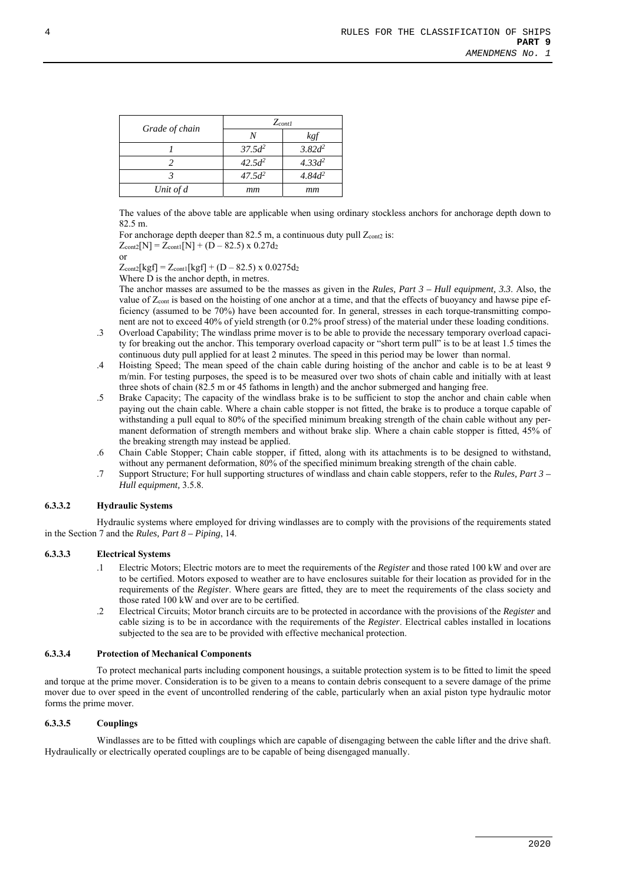| Grade of chain | $Z_{cont1}$ | |
|---|---|---|
| | N | kgf |
| 1 | $37.5d^2$ | $3.82d^2$ |
| 2 | $42.5d^2$ | $4.33d^2$ |
| 3 | $47.5d^2$ | $4.84d^2$ |
| Unit of d | mm | mm |

The values of the above table are applicable when using ordinary stockless anchors for anchorage depth down to 82.5 m.

For anchorage depth deeper than 82.5 m, a continuous duty pull $Z_{cont2}$ is:

$Z_{cont2}[N] = Z_{cont1}[N] + (D – 82.5) \times 0.27d_2$

or

$Z_{cont2}[kgf] = Z_{cont1}[kgf] + (D – 82.5) \times 0.0275d_2$

Where D is the anchor depth, in metres.

The anchor masses are assumed to be the masses as given in the *Rules, Part 3 – Hull equipment, 3.3*. Also, the value of $Z_{cont}$ is based on the hoisting of one anchor at a time, and that the effects of buoyancy and hawse pipe efficiency (assumed to be 70%) have been accounted for. In general, stresses in each torque-transmitting component are not to exceed 40% of yield strength (or 0.2% proof stress) of the material under these loading conditions.

.3 Overload Capability; The windlass prime mover is to be able to provide the necessary temporary overload capacity for breaking out the anchor. This temporary overload capacity or "short term pull" is to be at least 1.5 times the continuous duty pull applied for at least 2 minutes. The speed in this period may be lower than normal.

.4 Hoisting Speed; The mean speed of the chain cable during hoisting of the anchor and cable is to be at least 9 m/min. For testing purposes, the speed is to be measured over two shots of chain cable and initially with at least three shots of chain (82.5 m or 45 fathoms in length) and the anchor submerged and hanging free.

.5 Brake Capacity; The capacity of the windlass brake is to be sufficient to stop the anchor and chain cable when paying out the chain cable. Where a chain cable stopper is not fitted, the brake is to produce a torque capable of withstanding a pull equal to 80% of the specified minimum breaking strength of the chain cable without any permanent deformation of strength members and without brake slip. Where a chain cable stopper is fitted, 45% of the breaking strength may instead be applied.

.6 Chain Cable Stopper; Chain cable stopper, if fitted, along with its attachments is to be designed to withstand, without any permanent deformation, 80% of the specified minimum breaking strength of the chain cable.

.7 Support Structure; For hull supporting structures of windlass and chain cable stoppers, refer to the *Rules, Part 3 – Hull equipment,* 3.5.8.

#### 6.3.3.2 Hydraulic Systems

Hydraulic systems where employed for driving windlasses are to comply with the provisions of the requirements stated in the Section 7 and the *Rules, Part 8 – Piping*, 14.

#### 6.3.3.3 Electrical Systems

.1 Electric Motors; Electric motors are to meet the requirements of the *Register* and those rated 100 kW and over are to be certified. Motors exposed to weather are to have enclosures suitable for their location as provided for in the requirements of the *Register*. Where gears are fitted, they are to meet the requirements of the class society and those rated 100 kW and over are to be certified.

.2 Electrical Circuits; Motor branch circuits are to be protected in accordance with the provisions of the *Register* and cable sizing is to be in accordance with the requirements of the *Register*. Electrical cables installed in locations subjected to the sea are to be provided with effective mechanical protection.

#### 6.3.3.4 Protection of Mechanical Components

To protect mechanical parts including component housings, a suitable protection system is to be fitted to limit the speed and torque at the prime mover. Consideration is to be given to a means to contain debris consequent to a severe damage of the prime mover due to over speed in the event of uncontrolled rendering of the cable, particularly when an axial piston type hydraulic motor forms the prime mover.

#### 6.3.3.5 Couplings

Windlasses are to be fitted with couplings which are capable of disengaging between the cable lifter and the drive shaft. Hydraulically or electrically operated couplings are to be capable of being disengaged manually.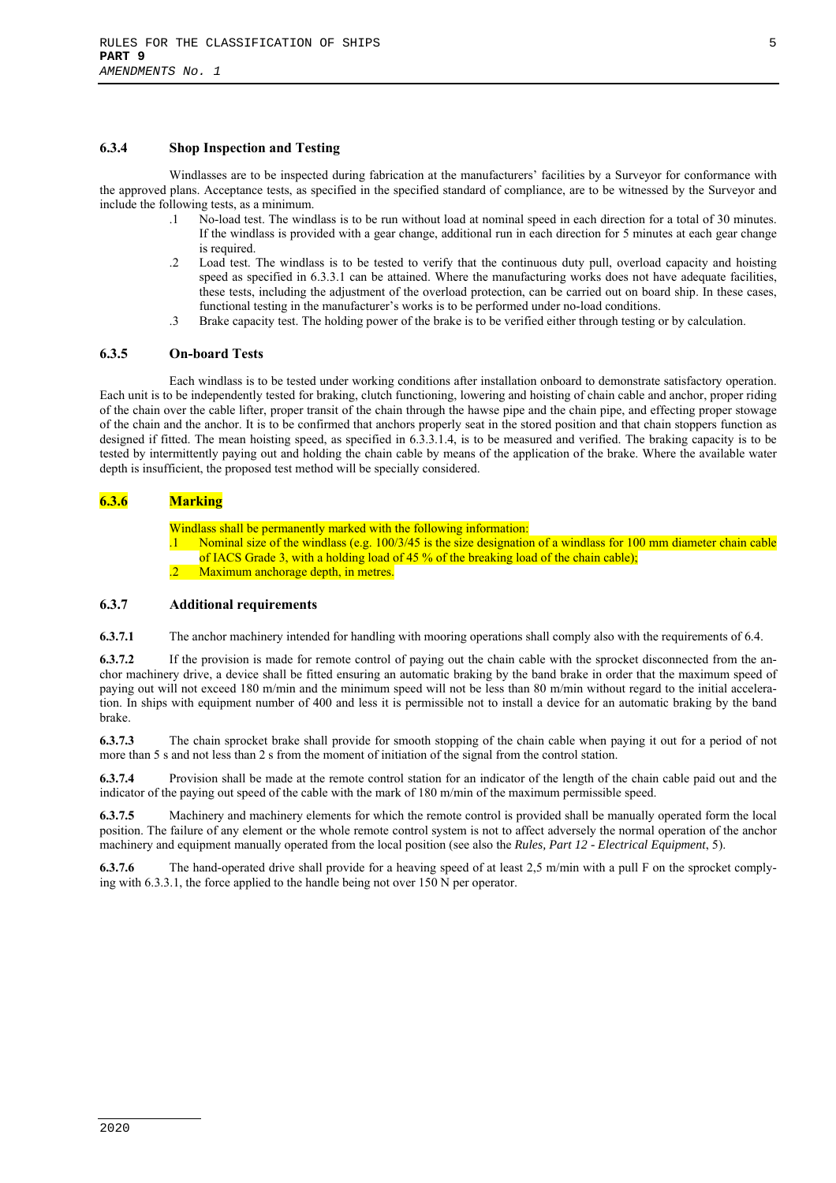### 6.3.4 Shop Inspection and Testing

Windlasses are to be inspected during fabrication at the manufacturers' facilities by a Surveyor for conformance with the approved plans. Acceptance tests, as specified in the specified standard of compliance, are to be witnessed by the Surveyor and include the following tests, as a minimum.

.1 No-load test. The windlass is to be run without load at nominal speed in each direction for a total of 30 minutes. If the windlass is provided with a gear change, additional run in each direction for 5 minutes at each gear change is required.

.2 Load test. The windlass is to be tested to verify that the continuous duty pull, overload capacity and hoisting speed as specified in 6.3.3.1 can be attained. Where the manufacturing works does not have adequate facilities, these tests, including the adjustment of the overload protection, can be carried out on board ship. In these cases, functional testing in the manufacturer's works is to be performed under no-load conditions.

.3 Brake capacity test. The holding power of the brake is to be verified either through testing or by calculation.

### 6.3.5 On-board Tests

Each windlass is to be tested under working conditions after installation onboard to demonstrate satisfactory operation. Each unit is to be independently tested for braking, clutch functioning, lowering and hoisting of chain cable and anchor, proper riding of the chain over the cable lifter, proper transit of the chain through the hawse pipe and the chain pipe, and effecting proper stowage of the chain and the anchor. It is to be confirmed that anchors properly seat in the stored position and that chain stoppers function as designed if fitted. The mean hoisting speed, as specified in 6.3.3.1.4, is to be measured and verified. The braking capacity is to be tested by intermittently paying out and holding the chain cable by means of the application of the brake. Where the available water depth is insufficient, the proposed test method will be specially considered.

### 6.3.6 Marking

Windlass shall be permanently marked with the following information:

.1 Nominal size of the windlass (e.g. 100/3/45 is the size designation of a windlass for 100 mm diameter chain cable of IACS Grade 3, with a holding load of 45 % of the breaking load of the chain cable);

.2 Maximum anchorage depth, in metres.

### 6.3.7 Additional requirements

**6.3.7.1** The anchor machinery intended for handling with mooring operations shall comply also with the requirements of 6.4.

**6.3.7.2** If the provision is made for remote control of paying out the chain cable with the sprocket disconnected from the anchor machinery drive, a device shall be fitted ensuring an automatic braking by the band brake in order that the maximum speed of paying out will not exceed 180 m/min and the minimum speed will not be less than 80 m/min without regard to the initial acceleration. In ships with equipment number of 400 and less it is permissible not to install a device for an automatic braking by the band brake.

**6.3.7.3** The chain sprocket brake shall provide for smooth stopping of the chain cable when paying it out for a period of not more than 5 s and not less than 2 s from the moment of initiation of the signal from the control station.

**6.3.7.4** Provision shall be made at the remote control station for an indicator of the length of the chain cable paid out and the indicator of the paying out speed of the cable with the mark of 180 m/min of the maximum permissible speed.

**6.3.7.5** Machinery and machinery elements for which the remote control is provided shall be manually operated form the local position. The failure of any element or the whole remote control system is not to affect adversely the normal operation of the anchor machinery and equipment manually operated from the local position (see also the *Rules, Part 12 - Electrical Equipment*, 5).

**6.3.7.6** The hand-operated drive shall provide for a heaving speed of at least 2,5 m/min with a pull F on the sprocket complying with 6.3.3.1, the force applied to the handle being not over 150 N per operator.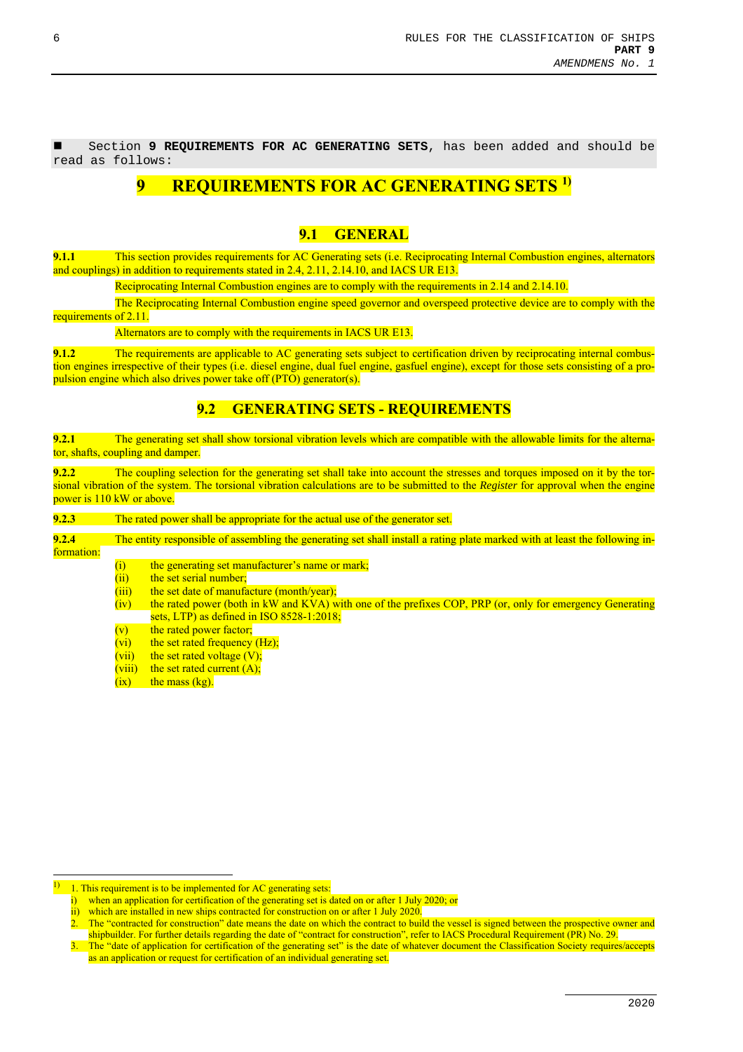■ Section **9 REQUIREMENTS FOR AC GENERATING SETS**, has been added and should be read as follows:

# 9 REQUIREMENTS FOR AC GENERATING SETS [1)]

## 9.1 GENERAL

**9.1.1** This section provides requirements for AC Generating sets (i.e. Reciprocating Internal Combustion engines, alternators and couplings) in addition to requirements stated in 2.4, 2.11, 2.14.10, and IACS UR E13.

Reciprocating Internal Combustion engines are to comply with the requirements in 2.14 and 2.14.10.

The Reciprocating Internal Combustion engine speed governor and overspeed protective device are to comply with the requirements of 2.11.

Alternators are to comply with the requirements in IACS UR E13.

**9.1.2** The requirements are applicable to AC generating sets subject to certification driven by reciprocating internal combustion engines irrespective of their types (i.e. diesel engine, dual fuel engine, gasfuel engine), except for those sets consisting of a propulsion engine which also drives power take off (PTO) generator(s).

## 9.2 GENERATING SETS - REQUIREMENTS

**9.2.1** The generating set shall show torsional vibration levels which are compatible with the allowable limits for the alternator, shafts, coupling and damper.

**9.2.2** The coupling selection for the generating set shall take into account the stresses and torques imposed on it by the torsional vibration of the system. The torsional vibration calculations are to be submitted to the *Register* for approval when the engine power is 110 kW or above.

**9.2.3** The rated power shall be appropriate for the actual use of the generator set.

**9.2.4** The entity responsible of assembling the generating set shall install a rating plate marked with at least the following information:

(i) the generating set manufacturer's name or mark;
(ii) the set serial number;
(iii) the set date of manufacture (month/year);
(iv) the rated power (both in kW and KVA) with one of the prefixes COP, PRP (or, only for emergency Generating sets, LTP) as defined in ISO 8528-1:2018;
(v) the rated power factor;
(vi) the set rated frequency (Hz);
(vii) the set rated voltage (V);
(viii) the set rated current (A);
(ix) the mass (kg).

---

[1)] 1. This requirement is to be implemented for AC generating sets:
i) when an application for certification of the generating set is dated on or after 1 July 2020; or
ii) which are installed in new ships contracted for construction on or after 1 July 2020.
2. The "contracted for construction" date means the date on which the contract to build the vessel is signed between the prospective owner and shipbuilder. For further details regarding the date of "contract for construction", refer to IACS Procedural Requirement (PR) No. 29.
3. The "date of application for certification of the generating set" is the date of whatever document the Classification Society requires/accepts as an application or request for certification of an individual generating set.